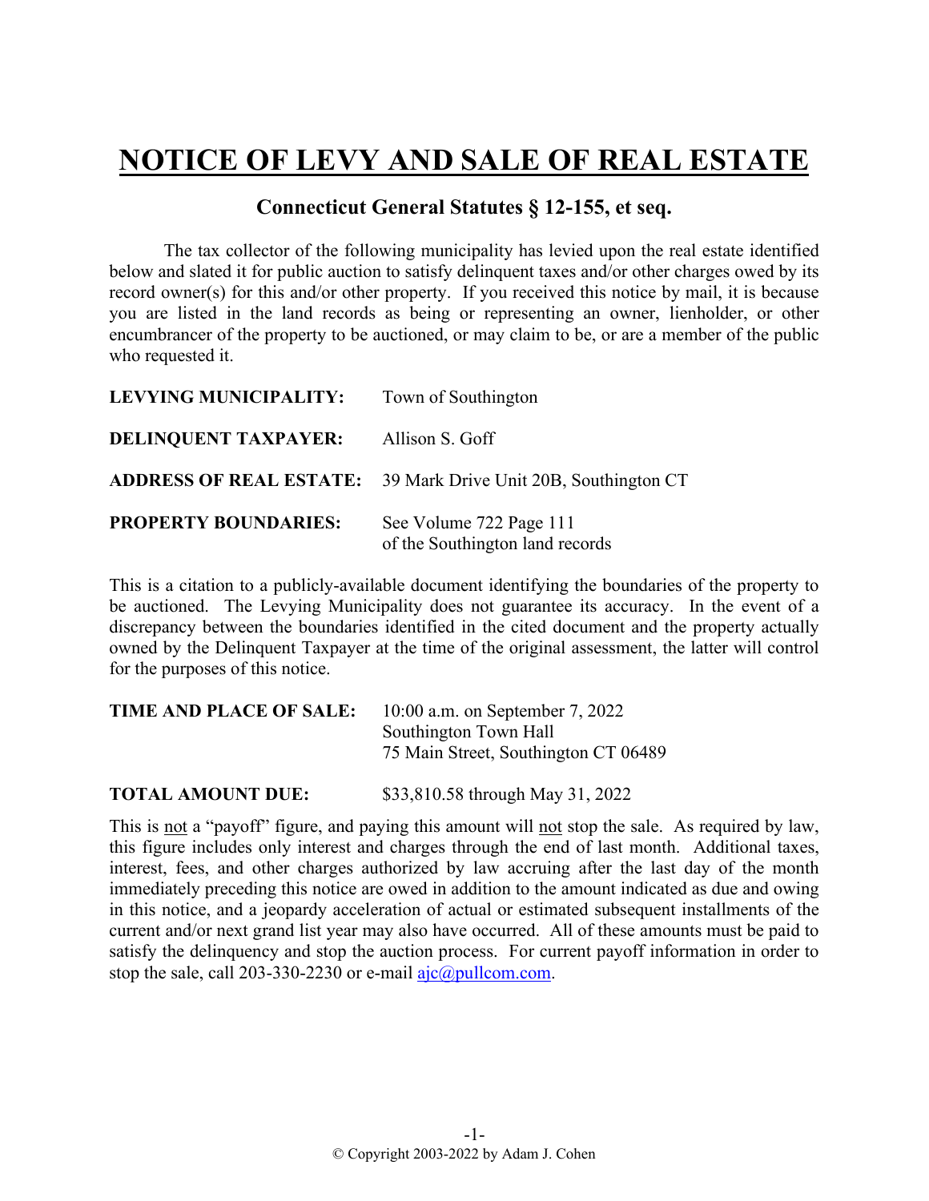# NOTICE OF LEVY AND SALE OF REAL ESTATE

## Connecticut General Statutes § 12-155, et seq.

The tax collector of the following municipality has levied upon the real estate identified below and slated it for public auction to satisfy delinquent taxes and/or other charges owed by its record owner(s) for this and/or other property. If you received this notice by mail, it is because you are listed in the land records as being or representing an owner, lienholder, or other encumbrancer of the property to be auctioned, or may claim to be, or are a member of the public who requested it.

**LEVYING MUNICIPALITY:** Town of Southington

**DELINQUENT TAXPAYER:** Allison S. Goff

**ADDRESS OF REAL ESTATE:** 39 Mark Drive Unit 20B, Southington CT

**PROPERTY BOUNDARIES:** See Volume 722 Page 111 of the Southington land records

This is a citation to a publicly-available document identifying the boundaries of the property to be auctioned. The Levying Municipality does not guarantee its accuracy. In the event of a discrepancy between the boundaries identified in the cited document and the property actually owned by the Delinquent Taxpayer at the time of the original assessment, the latter will control for the purposes of this notice.

**TIME AND PLACE OF SALE:** 10:00 a.m. on September 7, 2022
Southington Town Hall
75 Main Street, Southington CT 06489

**TOTAL AMOUNT DUE:** $33,810.58 through May 31, 2022

This is not a "payoff" figure, and paying this amount will not stop the sale. As required by law, this figure includes only interest and charges through the end of last month. Additional taxes, interest, fees, and other charges authorized by law accruing after the last day of the month immediately preceding this notice are owed in addition to the amount indicated as due and owing in this notice, and a jeopardy acceleration of actual or estimated subsequent installments of the current and/or next grand list year may also have occurred. All of these amounts must be paid to satisfy the delinquency and stop the auction process. For current payoff information in order to stop the sale, call 203-330-2230 or e-mail ajc@pullcom.com.

© Copyright 2003-2022 by Adam J. Cohen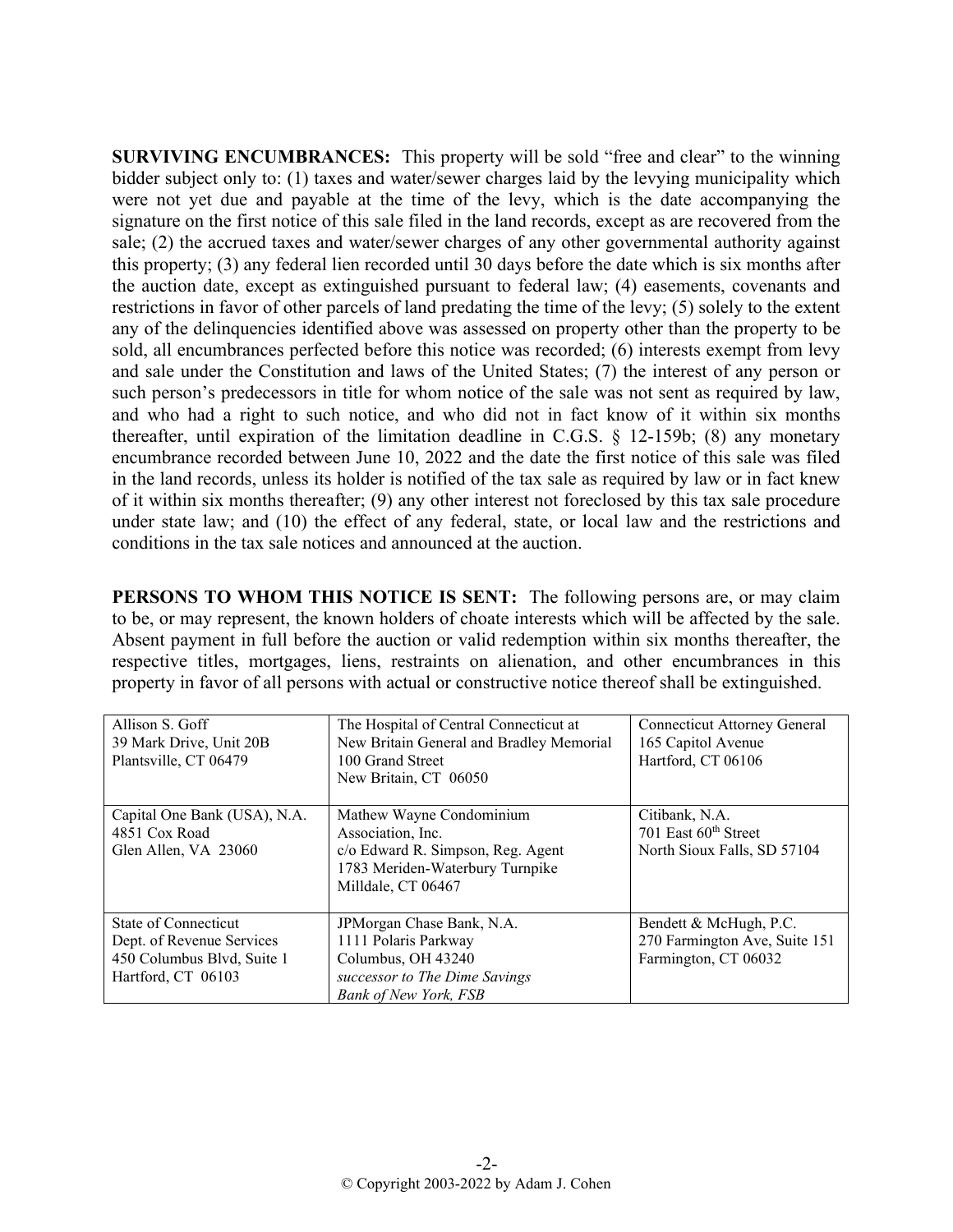**SURVIVING ENCUMBRANCES:** This property will be sold "free and clear" to the winning bidder subject only to: (1) taxes and water/sewer charges laid by the levying municipality which were not yet due and payable at the time of the levy, which is the date accompanying the signature on the first notice of this sale filed in the land records, except as are recovered from the sale; (2) the accrued taxes and water/sewer charges of any other governmental authority against this property; (3) any federal lien recorded until 30 days before the date which is six months after the auction date, except as extinguished pursuant to federal law; (4) easements, covenants and restrictions in favor of other parcels of land predating the time of the levy; (5) solely to the extent any of the delinquencies identified above was assessed on property other than the property to be sold, all encumbrances perfected before this notice was recorded; (6) interests exempt from levy and sale under the Constitution and laws of the United States; (7) the interest of any person or such person's predecessors in title for whom notice of the sale was not sent as required by law, and who had a right to such notice, and who did not in fact know of it within six months thereafter, until expiration of the limitation deadline in C.G.S. § 12-159b; (8) any monetary encumbrance recorded between June 10, 2022 and the date the first notice of this sale was filed in the land records, unless its holder is notified of the tax sale as required by law or in fact knew of it within six months thereafter; (9) any other interest not foreclosed by this tax sale procedure under state law; and (10) the effect of any federal, state, or local law and the restrictions and conditions in the tax sale notices and announced at the auction.

**PERSONS TO WHOM THIS NOTICE IS SENT:** The following persons are, or may claim to be, or may represent, the known holders of choate interests which will be affected by the sale. Absent payment in full before the auction or valid redemption within six months thereafter, the respective titles, mortgages, liens, restraints on alienation, and other encumbrances in this property in favor of all persons with actual or constructive notice thereof shall be extinguished.

| | | |
|---|---|---|
| Allison S. Goff<br>39 Mark Drive, Unit 20B<br>Plantsville, CT 06479 | The Hospital of Central Connecticut at<br>New Britain General and Bradley Memorial<br>100 Grand Street<br>New Britain, CT 06050 | Connecticut Attorney General<br>165 Capitol Avenue<br>Hartford, CT 06106 |
| Capital One Bank (USA), N.A.<br>4851 Cox Road<br>Glen Allen, VA 23060 | Mathew Wayne Condominium<br>Association, Inc.<br>c/o Edward R. Simpson, Reg. Agent<br>1783 Meriden-Waterbury Turnpike<br>Milldale, CT 06467 | Citibank, N.A.<br>701 East 60th Street<br>North Sioux Falls, SD 57104 |
| State of Connecticut<br>Dept. of Revenue Services<br>450 Columbus Blvd, Suite 1<br>Hartford, CT 06103 | JPMorgan Chase Bank, N.A.<br>1111 Polaris Parkway<br>Columbus, OH 43240<br>*successor to The Dime Savings Bank of New York, FSB* | Bendett & McHugh, P.C.<br>270 Farmington Ave, Suite 151<br>Farmington, CT 06032 |

© Copyright 2003-2022 by Adam J. Cohen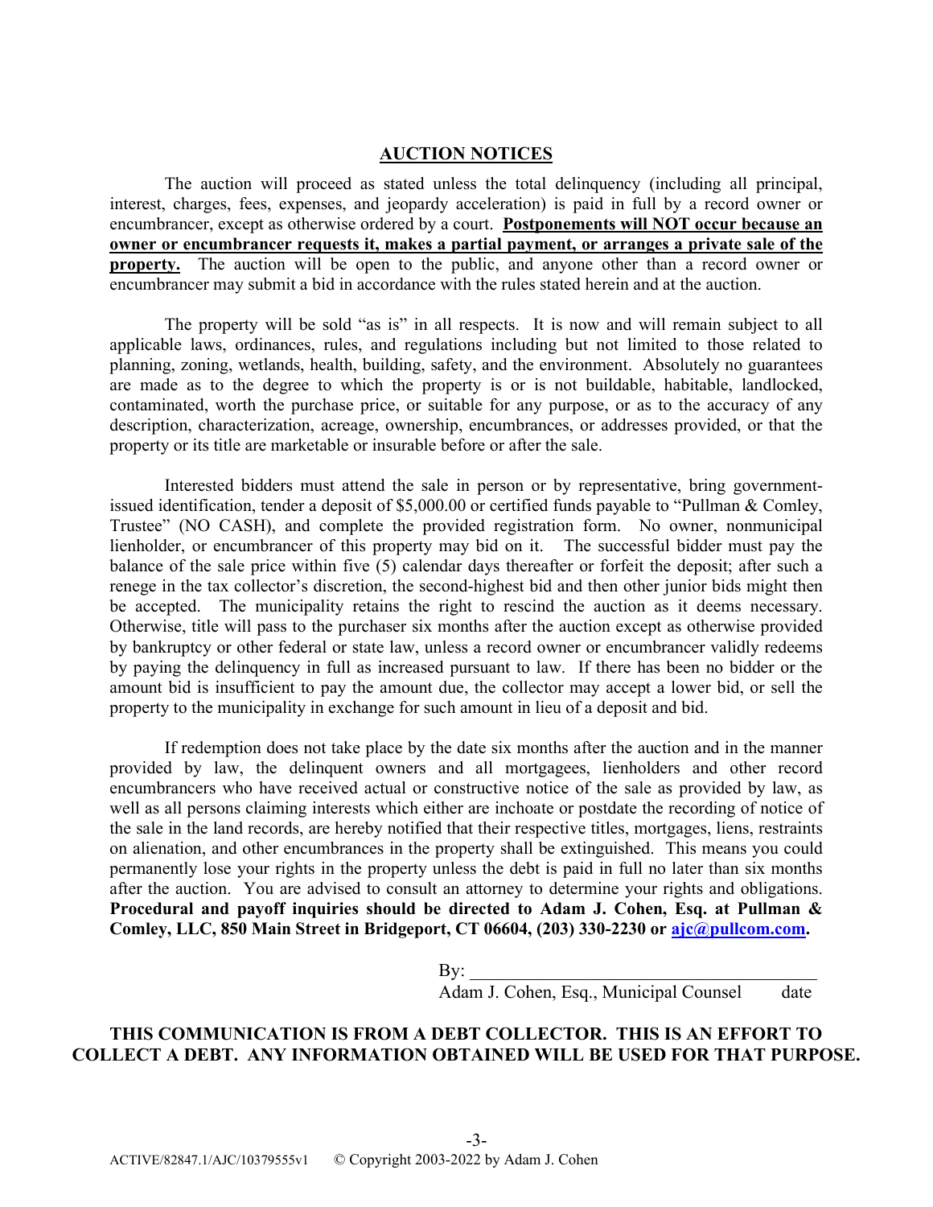## AUCTION NOTICES

The auction will proceed as stated unless the total delinquency (including all principal, interest, charges, fees, expenses, and jeopardy acceleration) is paid in full by a record owner or encumbrancer, except as otherwise ordered by a court. **Postponements will NOT occur because an owner or encumbrancer requests it, makes a partial payment, or arranges a private sale of the property.** The auction will be open to the public, and anyone other than a record owner or encumbrancer may submit a bid in accordance with the rules stated herein and at the auction.

The property will be sold "as is" in all respects. It is now and will remain subject to all applicable laws, ordinances, rules, and regulations including but not limited to those related to planning, zoning, wetlands, health, building, safety, and the environment. Absolutely no guarantees are made as to the degree to which the property is or is not buildable, habitable, landlocked, contaminated, worth the purchase price, or suitable for any purpose, or as to the accuracy of any description, characterization, acreage, ownership, encumbrances, or addresses provided, or that the property or its title are marketable or insurable before or after the sale.

Interested bidders must attend the sale in person or by representative, bring government-issued identification, tender a deposit of $5,000.00 or certified funds payable to "Pullman & Comley, Trustee" (NO CASH), and complete the provided registration form. No owner, nonmunicipal lienholder, or encumbrancer of this property may bid on it. The successful bidder must pay the balance of the sale price within five (5) calendar days thereafter or forfeit the deposit; after such a renege in the tax collector's discretion, the second-highest bid and then other junior bids might then be accepted. The municipality retains the right to rescind the auction as it deems necessary. Otherwise, title will pass to the purchaser six months after the auction except as otherwise provided by bankruptcy or other federal or state law, unless a record owner or encumbrancer validly redeems by paying the delinquency in full as increased pursuant to law. If there has been no bidder or the amount bid is insufficient to pay the amount due, the collector may accept a lower bid, or sell the property to the municipality in exchange for such amount in lieu of a deposit and bid.

If redemption does not take place by the date six months after the auction and in the manner provided by law, the delinquent owners and all mortgagees, lienholders and other record encumbrancers who have received actual or constructive notice of the sale as provided by law, as well as all persons claiming interests which either are inchoate or postdate the recording of notice of the sale in the land records, are hereby notified that their respective titles, mortgages, liens, restraints on alienation, and other encumbrances in the property shall be extinguished. This means you could permanently lose your rights in the property unless the debt is paid in full no later than six months after the auction. You are advised to consult an attorney to determine your rights and obligations. **Procedural and payoff inquiries should be directed to Adam J. Cohen, Esq. at Pullman & Comley, LLC, 850 Main Street in Bridgeport, CT 06604, (203) 330-2230 or ajc@pullcom.com.**

By: ____________________________________

Adam J. Cohen, Esq., Municipal Counsel date

**THIS COMMUNICATION IS FROM A DEBT COLLECTOR. THIS IS AN EFFORT TO COLLECT A DEBT. ANY INFORMATION OBTAINED WILL BE USED FOR THAT PURPOSE.**

ACTIVE/82847.1/AJC/10379555v1 © Copyright 2003-2022 by Adam J. Cohen